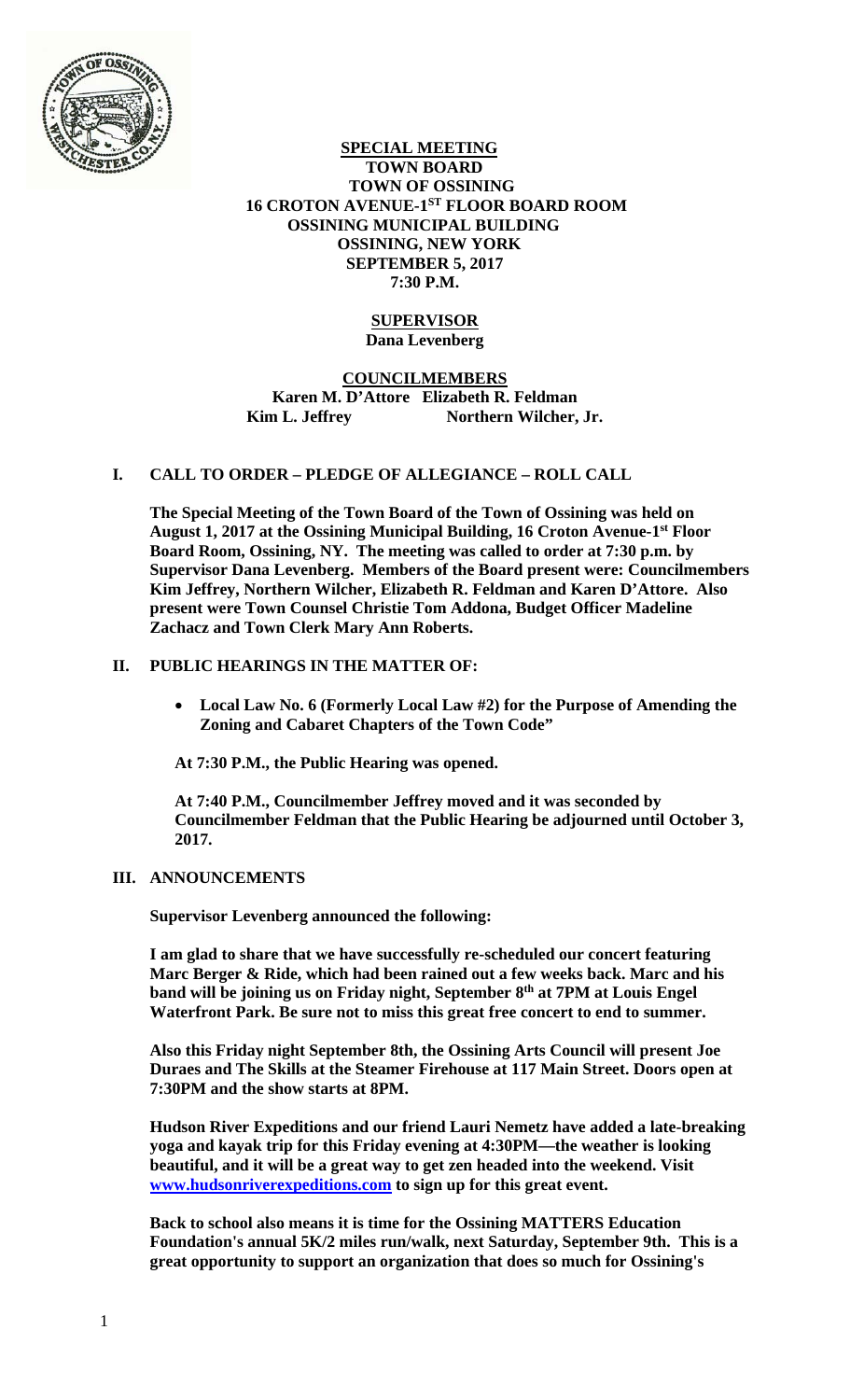**SPECIAL MEETING**
**TOWN BOARD**
**TOWN OF OSSINING**
**16 CROTON AVENUE-1ST FLOOR BOARD ROOM**
**OSSINING MUNICIPAL BUILDING**
**OSSINING, NEW YORK**
**SEPTEMBER 5, 2017**
**7:30 P.M.**

**SUPERVISOR**
**Dana Levenberg**

**COUNCILMEMBERS**
**Karen M. D'Attore Elizabeth R. Feldman**
**Kim L. Jeffrey Northern Wilcher, Jr.**

## I. CALL TO ORDER – PLEDGE OF ALLEGIANCE – ROLL CALL

**The Special Meeting of the Town Board of the Town of Ossining was held on August 1, 2017 at the Ossining Municipal Building, 16 Croton Avenue-1st Floor Board Room, Ossining, NY. The meeting was called to order at 7:30 p.m. by Supervisor Dana Levenberg. Members of the Board present were: Councilmembers Kim Jeffrey, Northern Wilcher, Elizabeth R. Feldman and Karen D'Attore. Also present were Town Counsel Christie Tom Addona, Budget Officer Madeline Zachacz and Town Clerk Mary Ann Roberts.**

## II. PUBLIC HEARINGS IN THE MATTER OF:

- **Local Law No. 6 (Formerly Local Law #2) for the Purpose of Amending the Zoning and Cabaret Chapters of the Town Code"**

**At 7:30 P.M., the Public Hearing was opened.**

**At 7:40 P.M., Councilmember Jeffrey moved and it was seconded by Councilmember Feldman that the Public Hearing be adjourned until October 3, 2017.**

## III. ANNOUNCEMENTS

**Supervisor Levenberg announced the following:**

**I am glad to share that we have successfully re-scheduled our concert featuring Marc Berger & Ride, which had been rained out a few weeks back. Marc and his band will be joining us on Friday night, September 8th at 7PM at Louis Engel Waterfront Park. Be sure not to miss this great free concert to end to summer.**

**Also this Friday night September 8th, the Ossining Arts Council will present Joe Duraes and The Skills at the Steamer Firehouse at 117 Main Street. Doors open at 7:30PM and the show starts at 8PM.**

**Hudson River Expeditions and our friend Lauri Nemetz have added a late-breaking yoga and kayak trip for this Friday evening at 4:30PM—the weather is looking beautiful, and it will be a great way to get zen headed into the weekend. Visit www.hudsonriverexpeditions.com to sign up for this great event.**

**Back to school also means it is time for the Ossining MATTERS Education Foundation's annual 5K/2 miles run/walk, next Saturday, September 9th. This is a great opportunity to support an organization that does so much for Ossining's**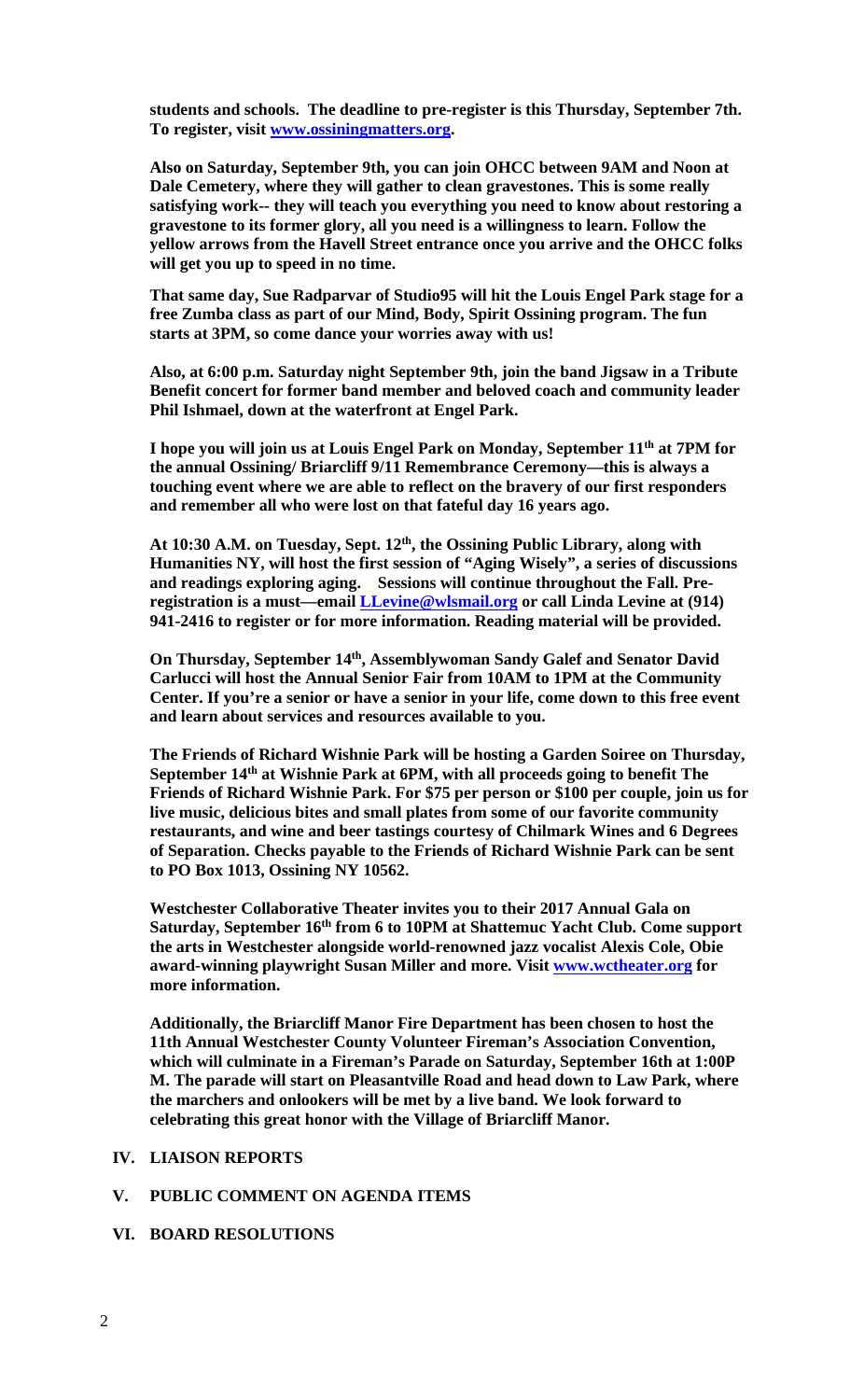**students and schools. The deadline to pre-register is this Thursday, September 7th. To register, visit [www.ossiningmatters.org](www.ossiningmatters.org).**

**Also on Saturday, September 9th, you can join OHCC between 9AM and Noon at Dale Cemetery, where they will gather to clean gravestones. This is some really satisfying work-- they will teach you everything you need to know about restoring a gravestone to its former glory, all you need is a willingness to learn. Follow the yellow arrows from the Havell Street entrance once you arrive and the OHCC folks will get you up to speed in no time.**

**That same day, Sue Radparvar of Studio95 will hit the Louis Engel Park stage for a free Zumba class as part of our Mind, Body, Spirit Ossining program. The fun starts at 3PM, so come dance your worries away with us!**

**Also, at 6:00 p.m. Saturday night September 9th, join the band Jigsaw in a Tribute Benefit concert for former band member and beloved coach and community leader Phil Ishmael, down at the waterfront at Engel Park.**

**I hope you will join us at Louis Engel Park on Monday, September 11th at 7PM for the annual Ossining/ Briarcliff 9/11 Remembrance Ceremony—this is always a touching event where we are able to reflect on the bravery of our first responders and remember all who were lost on that fateful day 16 years ago.**

**At 10:30 A.M. on Tuesday, Sept. 12th, the Ossining Public Library, along with Humanities NY, will host the first session of "Aging Wisely", a series of discussions and readings exploring aging. Sessions will continue throughout the Fall. Pre-registration is a must—email [LLevine@wlsmail.org](mailto:LLevine@wlsmail.org) or call Linda Levine at (914) 941-2416 to register or for more information. Reading material will be provided.**

**On Thursday, September 14th, Assemblywoman Sandy Galef and Senator David Carlucci will host the Annual Senior Fair from 10AM to 1PM at the Community Center. If you're a senior or have a senior in your life, come down to this free event and learn about services and resources available to you.**

**The Friends of Richard Wishnie Park will be hosting a Garden Soiree on Thursday, September 14th at Wishnie Park at 6PM, with all proceeds going to benefit The Friends of Richard Wishnie Park. For $75 per person or $100 per couple, join us for live music, delicious bites and small plates from some of our favorite community restaurants, and wine and beer tastings courtesy of Chilmark Wines and 6 Degrees of Separation. Checks payable to the Friends of Richard Wishnie Park can be sent to PO Box 1013, Ossining NY 10562.**

**Westchester Collaborative Theater invites you to their 2017 Annual Gala on Saturday, September 16th from 6 to 10PM at Shattemuc Yacht Club. Come support the arts in Westchester alongside world-renowned jazz vocalist Alexis Cole, Obie award-winning playwright Susan Miller and more. Visit [www.wctheater.org](www.wctheater.org) for more information.**

**Additionally, the Briarcliff Manor Fire Department has been chosen to host the 11th Annual Westchester County Volunteer Fireman's Association Convention, which will culminate in a Fireman's Parade on Saturday, September 16th at 1:00P M. The parade will start on Pleasantville Road and head down to Law Park, where the marchers and onlookers will be met by a live band. We look forward to celebrating this great honor with the Village of Briarcliff Manor.**

## IV. LIAISON REPORTS

## V. PUBLIC COMMENT ON AGENDA ITEMS

## VI. BOARD RESOLUTIONS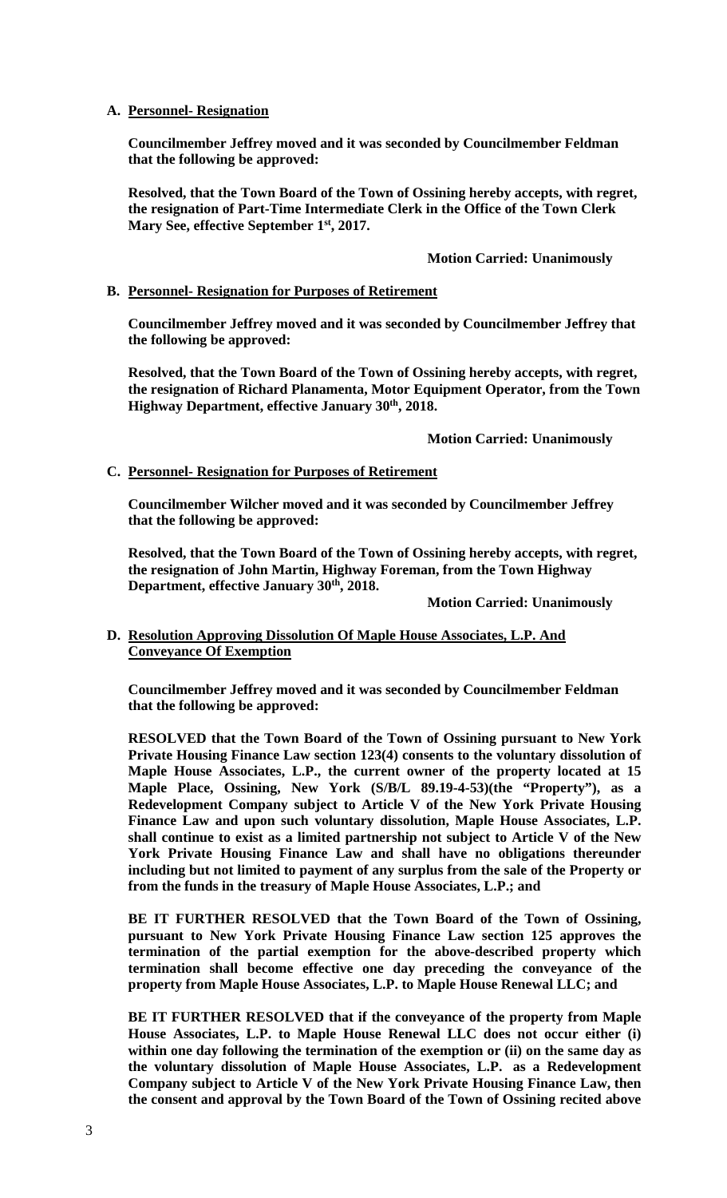**A. Personnel- Resignation**

**Councilmember Jeffrey moved and it was seconded by Councilmember Feldman that the following be approved:**

**Resolved, that the Town Board of the Town of Ossining hereby accepts, with regret, the resignation of Part-Time Intermediate Clerk in the Office of the Town Clerk Mary See, effective September 1st, 2017.**

**Motion Carried: Unanimously**

**B. Personnel- Resignation for Purposes of Retirement**

**Councilmember Jeffrey moved and it was seconded by Councilmember Jeffrey that the following be approved:**

**Resolved, that the Town Board of the Town of Ossining hereby accepts, with regret, the resignation of Richard Planamenta, Motor Equipment Operator, from the Town Highway Department, effective January 30th, 2018.**

**Motion Carried: Unanimously**

**C. Personnel- Resignation for Purposes of Retirement**

**Councilmember Wilcher moved and it was seconded by Councilmember Jeffrey that the following be approved:**

**Resolved, that the Town Board of the Town of Ossining hereby accepts, with regret, the resignation of John Martin, Highway Foreman, from the Town Highway Department, effective January 30th, 2018.**

**Motion Carried: Unanimously**

**D. Resolution Approving Dissolution Of Maple House Associates, L.P. And Conveyance Of Exemption**

**Councilmember Jeffrey moved and it was seconded by Councilmember Feldman that the following be approved:**

**RESOLVED that the Town Board of the Town of Ossining pursuant to New York Private Housing Finance Law section 123(4) consents to the voluntary dissolution of Maple House Associates, L.P., the current owner of the property located at 15 Maple Place, Ossining, New York (S/B/L 89.19-4-53)(the "Property"), as a Redevelopment Company subject to Article V of the New York Private Housing Finance Law and upon such voluntary dissolution, Maple House Associates, L.P. shall continue to exist as a limited partnership not subject to Article V of the New York Private Housing Finance Law and shall have no obligations thereunder including but not limited to payment of any surplus from the sale of the Property or from the funds in the treasury of Maple House Associates, L.P.; and**

**BE IT FURTHER RESOLVED that the Town Board of the Town of Ossining, pursuant to New York Private Housing Finance Law section 125 approves the termination of the partial exemption for the above-described property which termination shall become effective one day preceding the conveyance of the property from Maple House Associates, L.P. to Maple House Renewal LLC; and**

**BE IT FURTHER RESOLVED that if the conveyance of the property from Maple House Associates, L.P. to Maple House Renewal LLC does not occur either (i) within one day following the termination of the exemption or (ii) on the same day as the voluntary dissolution of Maple House Associates, L.P. as a Redevelopment Company subject to Article V of the New York Private Housing Finance Law, then the consent and approval by the Town Board of the Town of Ossining recited above**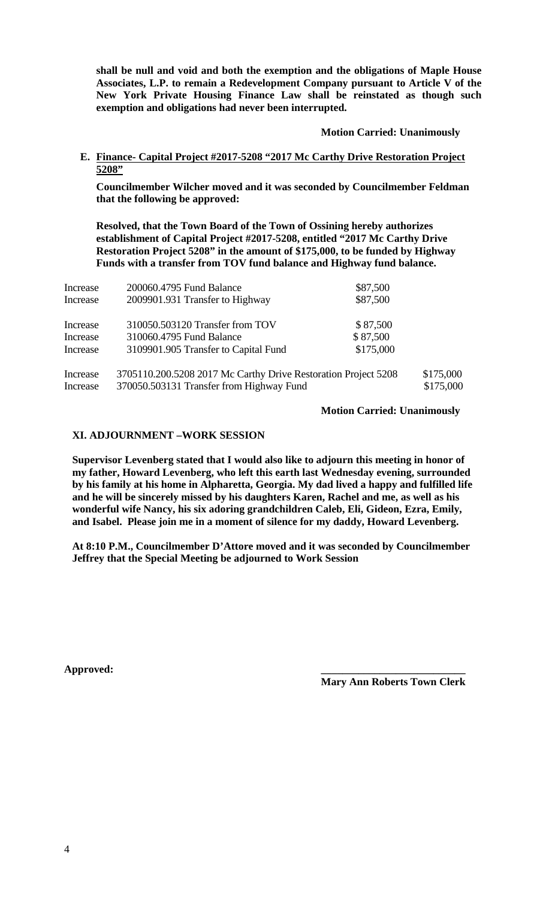**shall be null and void and both the exemption and the obligations of Maple House Associates, L.P. to remain a Redevelopment Company pursuant to Article V of the New York Private Housing Finance Law shall be reinstated as though such exemption and obligations had never been interrupted.**

**Motion Carried: Unanimously**

**E. Finance- Capital Project #2017-5208 "2017 Mc Carthy Drive Restoration Project 5208"**

**Councilmember Wilcher moved and it was seconded by Councilmember Feldman that the following be approved:**

**Resolved, that the Town Board of the Town of Ossining hereby authorizes establishment of Capital Project #2017-5208, entitled "2017 Mc Carthy Drive Restoration Project 5208" in the amount of $175,000, to be funded by Highway Funds with a transfer from TOV fund balance and Highway fund balance.**

| | | | |
|---|---|---|---|
| Increase | 200060.4795 Fund Balance | $87,500 | |
| Increase | 2009901.931 Transfer to Highway | $87,500 | |
| Increase | 310050.503120 Transfer from TOV | $ 87,500 | |
| Increase | 310060.4795 Fund Balance | $ 87,500 | |
| Increase | 3109901.905 Transfer to Capital Fund | $175,000 | |
| Increase | 3705110.200.5208 2017 Mc Carthy Drive Restoration Project 5208 | | $175,000 |
| Increase | 370050.503131 Transfer from Highway Fund | | $175,000 |

**Motion Carried: Unanimously**

**XI. ADJOURNMENT –WORK SESSION**

**Supervisor Levenberg stated that I would also like to adjourn this meeting in honor of my father, Howard Levenberg, who left this earth last Wednesday evening, surrounded by his family at his home in Alpharetta, Georgia. My dad lived a happy and fulfilled life and he will be sincerely missed by his daughters Karen, Rachel and me, as well as his wonderful wife Nancy, his six adoring grandchildren Caleb, Eli, Gideon, Ezra, Emily, and Isabel. Please join me in a moment of silence for my daddy, Howard Levenberg.**

**At 8:10 P.M., Councilmember D'Attore moved and it was seconded by Councilmember Jeffrey that the Special Meeting be adjourned to Work Session**

**Approved:** \_\_\_\_\_\_\_\_\_\_\_\_\_\_\_\_\_\_\_\_\_\_\_\_\_\_\_

**Mary Ann Roberts Town Clerk**